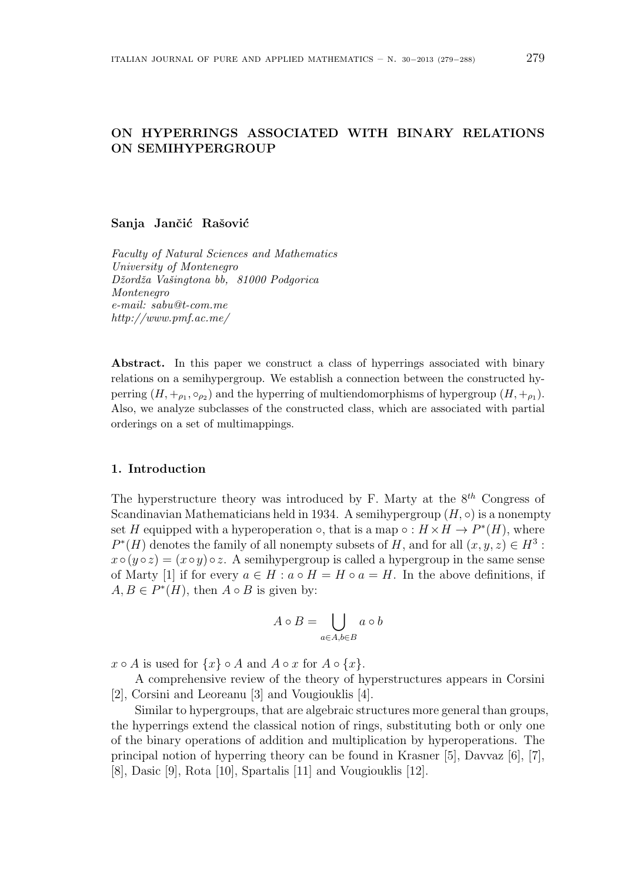# ON HYPERRINGS ASSOCIATED WITH BINARY RELATIONS ON SEMIHYPERGROUP

**Sanja Jančić Rašović**

*Faculty of Natural Sciences and Mathematics*
*University of Montenegro*
*Džordža Vašingtona bb, 81000 Podgorica*
*Montenegro*
*e-mail: sabu@t-com.me*
*http://www.pmf.ac.me/*

**Abstract.** In this paper we construct a class of hyperrings associated with binary relations on a semihypergroup. We establish a connection between the constructed hyperring $(H, +_{\rho_1}, \circ_{\rho_2})$ and the hyperring of multiendomorphisms of hypergroup $(H, +_{\rho_1})$. Also, we analyze subclasses of the constructed class, which are associated with partial orderings on a set of multimappings.

## 1. Introduction

The hyperstructure theory was introduced by F. Marty at the $8^{th}$ Congress of Scandinavian Mathematicians held in 1934. A semihypergroup $(H, \circ)$ is a nonempty set $H$ equipped with a hyperoperation $\circ$, that is a map $\circ : H \times H \to P^*(H)$, where $P^*(H)$ denotes the family of all nonempty subsets of $H$, and for all $(x, y, z) \in H^3$ : $x \circ (y \circ z) = (x \circ y) \circ z$. A semihypergroup is called a hypergroup in the same sense of Marty [1] if for every $a \in H : a \circ H = H \circ a = H$. In the above definitions, if $A, B \in P^*(H)$, then $A \circ B$ is given by:

$$A \circ B = \bigcup_{a \in A, b \in B} a \circ b$$

$x \circ A$ is used for $\{x\} \circ A$ and $A \circ x$ for $A \circ \{x\}$.

A comprehensive review of the theory of hyperstructures appears in Corsini [2], Corsini and Leoreanu [3] and Vougiouklis [4].

Similar to hypergroups, that are algebraic structures more general than groups, the hyperrings extend the classical notion of rings, substituting both or only one of the binary operations of addition and multiplication by hyperoperations. The principal notion of hyperring theory can be found in Krasner [5], Davvaz [6], [7], [8], Dasic [9], Rota [10], Spartalis [11] and Vougiouklis [12].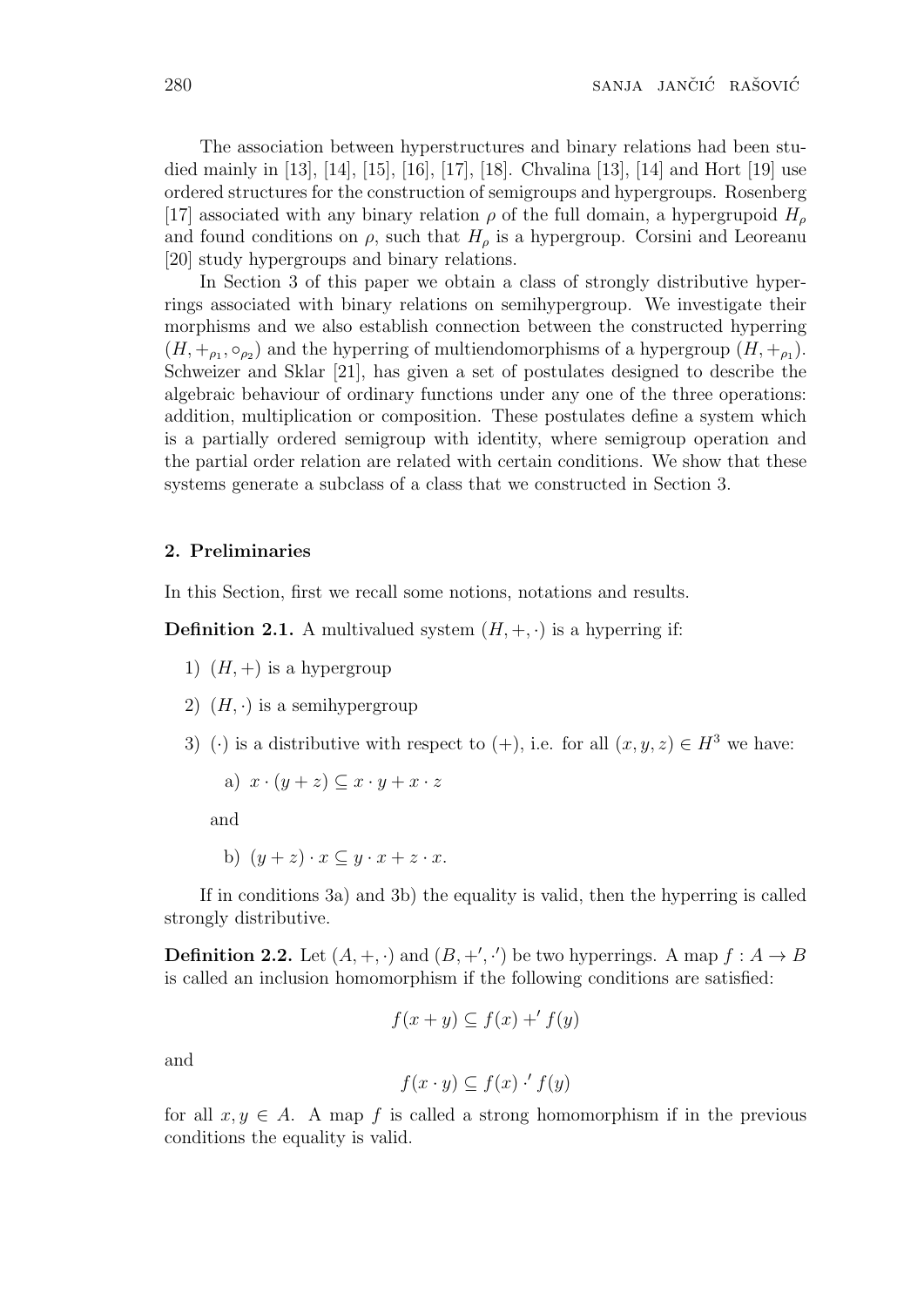The association between hyperstructures and binary relations had been studied mainly in [13], [14], [15], [16], [17], [18]. Chvalina [13], [14] and Hort [19] use ordered structures for the construction of semigroups and hypergroups. Rosenberg [17] associated with any binary relation $\rho$ of the full domain, a hypergrupoid $H_\rho$ and found conditions on $\rho$, such that $H_\rho$ is a hypergroup. Corsini and Leoreanu [20] study hypergroups and binary relations.

In Section 3 of this paper we obtain a class of strongly distributive hyperrings associated with binary relations on semihypergroup. We investigate their morphisms and we also establish connection between the constructed hyperring $(H, +_{\rho_1}, \circ_{\rho_2})$ and the hyperring of multiendomorphisms of a hypergroup $(H, +_{\rho_1})$. Schweizer and Sklar [21], has given a set of postulates designed to describe the algebraic behaviour of ordinary functions under any one of the three operations: addition, multiplication or composition. These postulates define a system which is a partially ordered semigroup with identity, where semigroup operation and the partial order relation are related with certain conditions. We show that these systems generate a subclass of a class that we constructed in Section 3.

## 2. Preliminaries

In this Section, first we recall some notions, notations and results.

**Definition 2.1.** A multivalued system $(H, +, \cdot)$ is a hyperring if:

1) $(H, +)$ is a hypergroup

2) $(H, \cdot)$ is a semihypergroup

3) $(\cdot)$ is a distributive with respect to $(+)$, i.e. for all $(x, y, z) \in H^3$ we have:

   a) $x \cdot (y + z) \subseteq x \cdot y + x \cdot z$

   and

   b) $(y + z) \cdot x \subseteq y \cdot x + z \cdot x$.

If in conditions 3a) and 3b) the equality is valid, then the hyperring is called strongly distributive.

**Definition 2.2.** Let $(A, +, \cdot)$ and $(B, +', \cdot')$ be two hyperrings. A map $f : A \to B$ is called an inclusion homomorphism if the following conditions are satisfied:

$$f(x + y) \subseteq f(x) +' f(y)$$

and

$$f(x \cdot y) \subseteq f(x) \cdot' f(y)$$

for all $x, y \in A$. A map $f$ is called a strong homomorphism if in the previous conditions the equality is valid.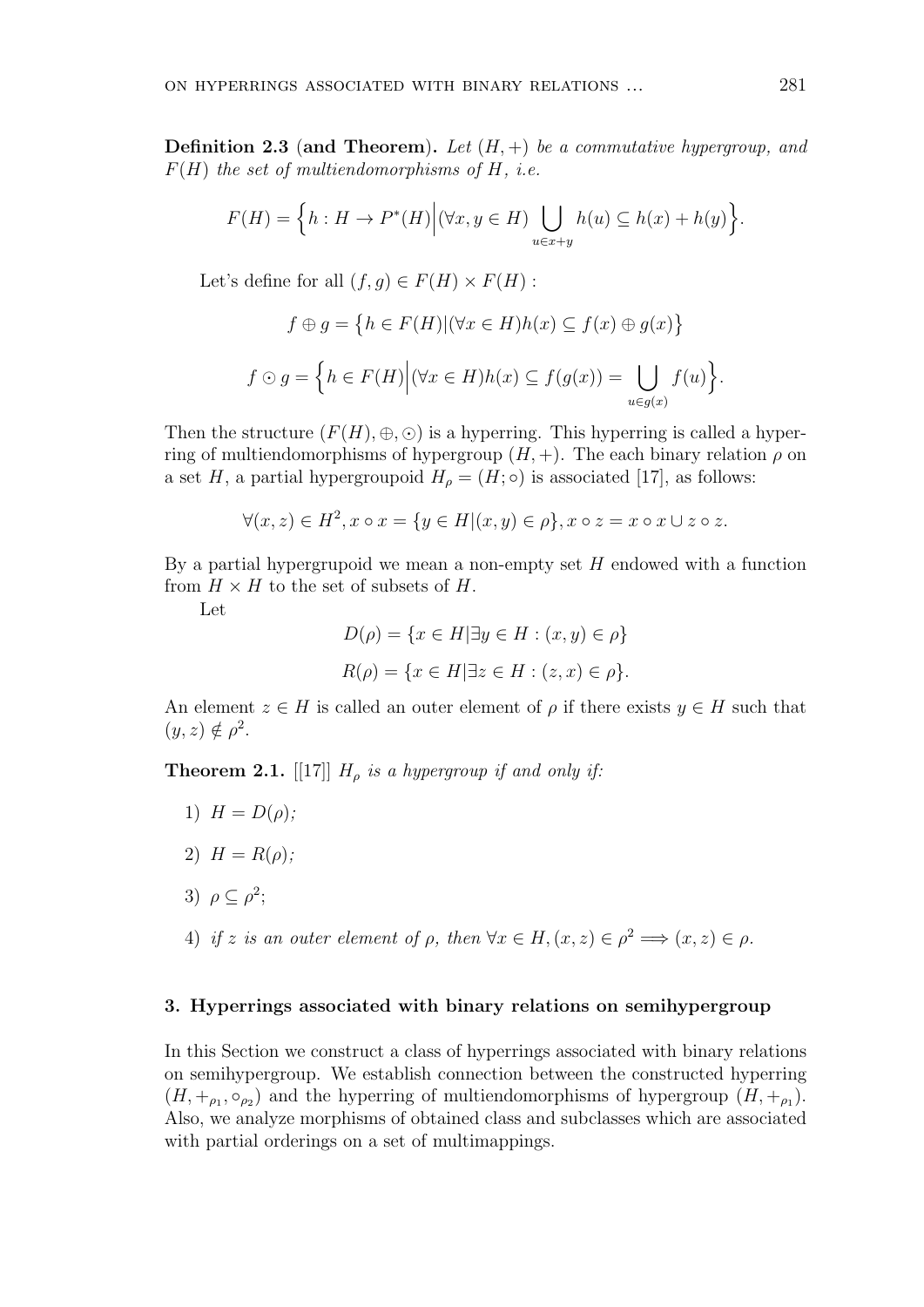**Definition 2.3 (and Theorem).** *Let $(H,+)$ be a commutative hypergroup, and $F(H)$ the set of multiendomorphisms of $H$, i.e.*

$$F(H) = \Big\{ h : H \to P^*(H) \Big| (\forall x, y \in H) \bigcup_{u \in x+y} h(u) \subseteq h(x) + h(y) \Big\}.$$

Let's define for all $(f,g) \in F(H) \times F(H)$ :

$$f \oplus g = \big\{ h \in F(H) | (\forall x \in H) h(x) \subseteq f(x) \oplus g(x) \big\}$$

$$f \odot g = \Big\{ h \in F(H) \Big| (\forall x \in H) h(x) \subseteq f(g(x)) = \bigcup_{u \in g(x)} f(u) \Big\}.$$

Then the structure $(F(H), \oplus, \odot)$ is a hyperring. This hyperring is called a hyperring of multiendomorphisms of hypergroup $(H,+)$. The each binary relation $\rho$ on a set $H$, a partial hypergroupoid $H_\rho = (H; \circ)$ is associated [17], as follows:

$$\forall (x,z) \in H^2, x \circ x = \{ y \in H | (x,y) \in \rho \}, x \circ z = x \circ x \cup z \circ z.$$

By a partial hypergrupoid we mean a non-empty set $H$ endowed with a function from $H \times H$ to the set of subsets of $H$.

Let

$$D(\rho) = \{ x \in H | \exists y \in H : (x,y) \in \rho \}$$

$$R(\rho) = \{ x \in H | \exists z \in H : (z,x) \in \rho \}.$$

An element $z \in H$ is called an outer element of $\rho$ if there exists $y \in H$ such that $(y,z) \notin \rho^2$.

**Theorem 2.1.** [[17]] *$H_\rho$ is a hypergroup if and only if:*

1) *$H = D(\rho)$;*

2) *$H = R(\rho)$;*

3) *$\rho \subseteq \rho^2$;*

4) *if $z$ is an outer element of $\rho$, then $\forall x \in H, (x,z) \in \rho^2 \Longrightarrow (x,z) \in \rho$.*

## 3. Hyperrings associated with binary relations on semihypergroup

In this Section we construct a class of hyperrings associated with binary relations on semihypergroup. We establish connection between the constructed hyperring $(H, +_{\rho_1}, \circ_{\rho_2})$ and the hyperring of multiendomorphisms of hypergroup $(H, +_{\rho_1})$. Also, we analyze morphisms of obtained class and subclasses which are associated with partial orderings on a set of multimappings.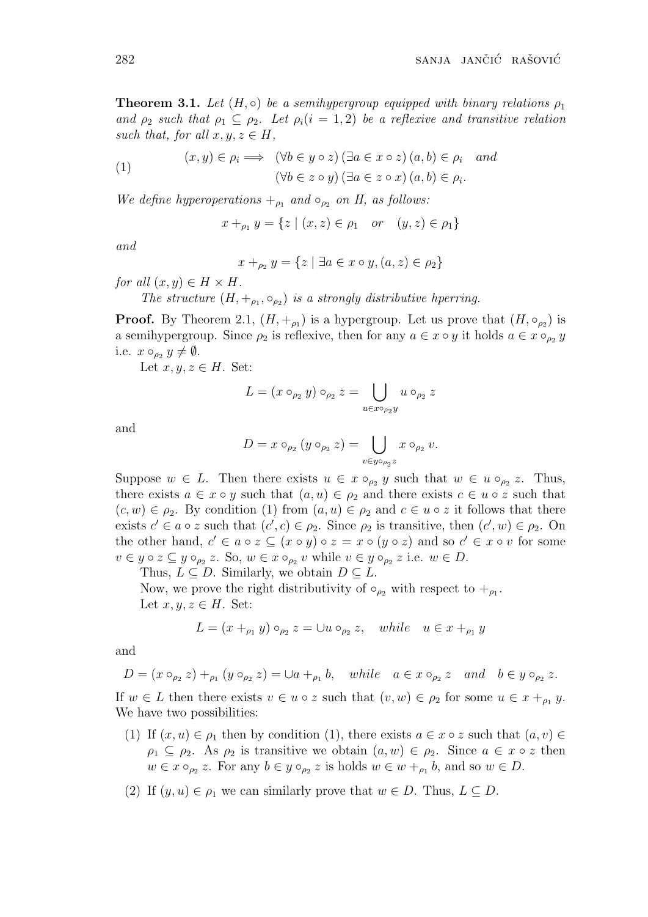**Theorem 3.1.** *Let $(H, \circ)$ be a semihypergroup equipped with binary relations $\rho_1$ and $\rho_2$ such that $\rho_1 \subseteq \rho_2$. Let $\rho_i (i = 1, 2)$ be a reflexive and transitive relation such that, for all $x, y, z \in H$,*

$$(x, y) \in \rho_i \Longrightarrow \quad (\forall b \in y \circ z)\,(\exists a \in x \circ z)\,(a, b) \in \rho_i \quad \text{and} \tag{1}$$
$$(\forall b \in z \circ y)\,(\exists a \in z \circ x)\,(a, b) \in \rho_i.$$

*We define hyperoperations $+_{\rho_1}$ and $\circ_{\rho_2}$ on $H$, as follows:*

$$x +_{\rho_1} y = \{z \mid (x, z) \in \rho_1 \quad \text{or} \quad (y, z) \in \rho_1\}$$

*and*

$$x +_{\rho_2} y = \{z \mid \exists a \in x \circ y, (a, z) \in \rho_2\}$$

*for all $(x, y) \in H \times H$.*

*The structure $(H, +_{\rho_1}, \circ_{\rho_2})$ is a strongly distributive hperring.*

**Proof.** By Theorem 2.1, $(H, +_{\rho_1})$ is a hypergroup. Let us prove that $(H, \circ_{\rho_2})$ is a semihypergroup. Since $\rho_2$ is reflexive, then for any $a \in x \circ y$ it holds $a \in x \circ_{\rho_2} y$ i.e. $x \circ_{\rho_2} y \neq \emptyset$.

Let $x, y, z \in H$. Set:

$$L = (x \circ_{\rho_2} y) \circ_{\rho_2} z = \bigcup_{u \in x \circ_{\rho_2} y} u \circ_{\rho_2} z$$

and

$$D = x \circ_{\rho_2} (y \circ_{\rho_2} z) = \bigcup_{v \in y \circ_{\rho_2} z} x \circ_{\rho_2} v.$$

Suppose $w \in L$. Then there exists $u \in x \circ_{\rho_2} y$ such that $w \in u \circ_{\rho_2} z$. Thus, there exists $a \in x \circ y$ such that $(a, u) \in \rho_2$ and there exists $c \in u \circ z$ such that $(c, w) \in \rho_2$. By condition (1) from $(a, u) \in \rho_2$ and $c \in u \circ z$ it follows that there exists $c' \in a \circ z$ such that $(c', c) \in \rho_2$. Since $\rho_2$ is transitive, then $(c', w) \in \rho_2$. On the other hand, $c' \in a \circ z \subseteq (x \circ y) \circ z = x \circ (y \circ z)$ and so $c' \in x \circ v$ for some $v \in y \circ z \subseteq y \circ_{\rho_2} z$. So, $w \in x \circ_{\rho_2} v$ while $v \in y \circ_{\rho_2} z$ i.e. $w \in D$.

Thus, $L \subseteq D$. Similarly, we obtain $D \subseteq L$.

Now, we prove the right distributivity of $\circ_{\rho_2}$ with respect to $+_{\rho_1}$.

Let $x, y, z \in H$. Set:

$$L = (x +_{\rho_1} y) \circ_{\rho_2} z = \cup u \circ_{\rho_2} z, \quad \textit{while} \quad u \in x +_{\rho_1} y$$

and

$$D = (x \circ_{\rho_2} z) +_{\rho_1} (y \circ_{\rho_2} z) = \cup a +_{\rho_1} b, \quad \textit{while} \quad a \in x \circ_{\rho_2} z \quad \textit{and} \quad b \in y \circ_{\rho_2} z.$$

If $w \in L$ then there exists $v \in u \circ z$ such that $(v, w) \in \rho_2$ for some $u \in x +_{\rho_1} y$. We have two possibilities:

(1) If $(x, u) \in \rho_1$ then by condition (1), there exists $a \in x \circ z$ such that $(a, v) \in \rho_1 \subseteq \rho_2$. As $\rho_2$ is transitive we obtain $(a, w) \in \rho_2$. Since $a \in x \circ z$ then $w \in x \circ_{\rho_2} z$. For any $b \in y \circ_{\rho_2} z$ is holds $w \in w +_{\rho_1} b$, and so $w \in D$.

(2) If $(y, u) \in \rho_1$ we can similarly prove that $w \in D$. Thus, $L \subseteq D$.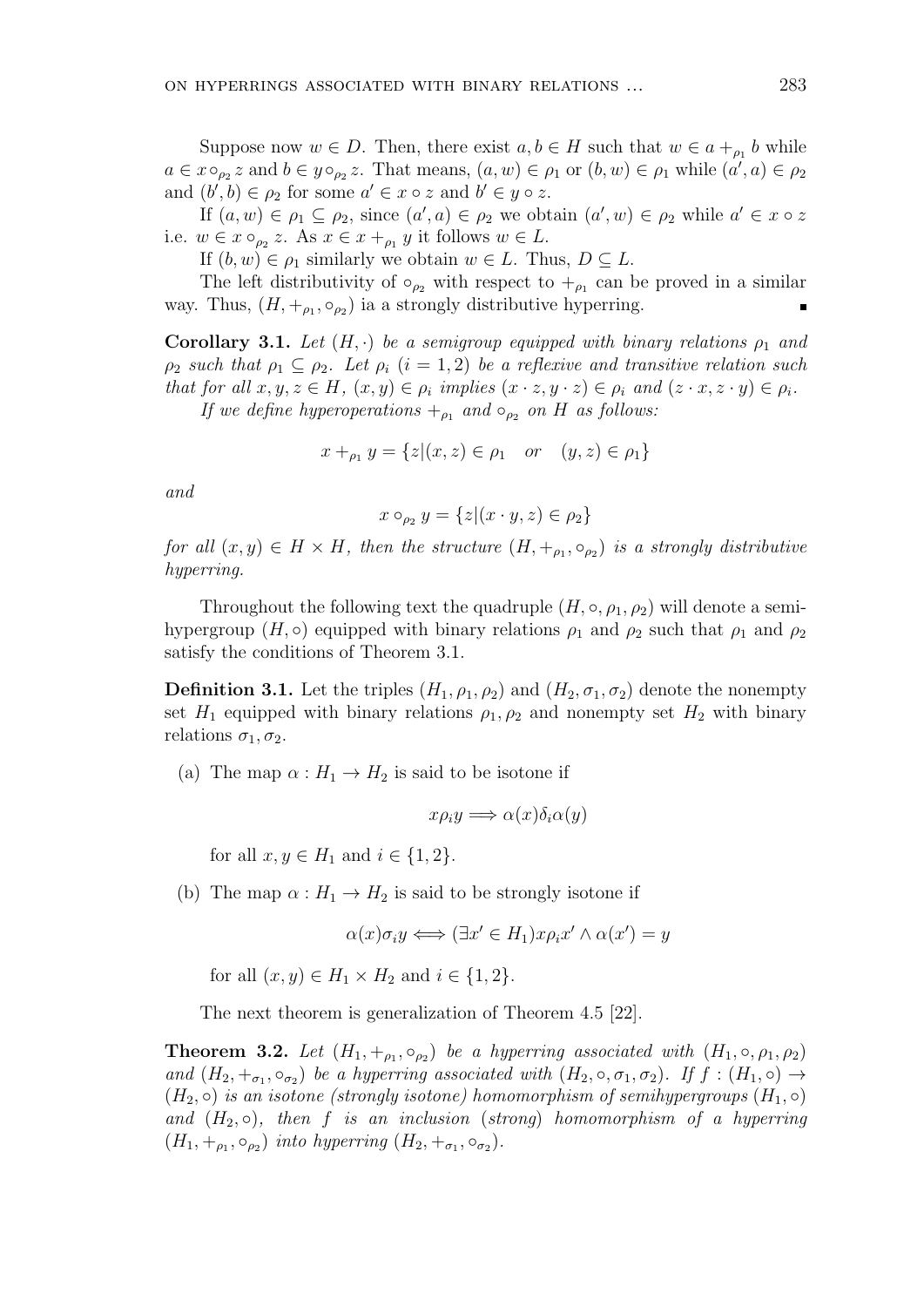Suppose now $w \in D$. Then, there exist $a, b \in H$ such that $w \in a +_{\rho_1} b$ while $a \in x \circ_{\rho_2} z$ and $b \in y \circ_{\rho_2} z$. That means, $(a, w) \in \rho_1$ or $(b, w) \in \rho_1$ while $(a', a) \in \rho_2$ and $(b', b) \in \rho_2$ for some $a' \in x \circ z$ and $b' \in y \circ z$.

If $(a, w) \in \rho_1 \subseteq \rho_2$, since $(a', a) \in \rho_2$ we obtain $(a', w) \in \rho_2$ while $a' \in x \circ z$ i.e. $w \in x \circ_{\rho_2} z$. As $x \in x +_{\rho_1} y$ it follows $w \in L$.

If $(b, w) \in \rho_1$ similarly we obtain $w \in L$. Thus, $D \subseteq L$.

The left distributivity of $\circ_{\rho_2}$ with respect to $+_{\rho_1}$ can be proved in a similar way. Thus, $(H, +_{\rho_1}, \circ_{\rho_2})$ ia a strongly distributive hyperring. ∎

**Corollary 3.1.** *Let $(H, \cdot)$ be a semigroup equipped with binary relations $\rho_1$ and $\rho_2$ such that $\rho_1 \subseteq \rho_2$. Let $\rho_i$ $(i = 1, 2)$ be a reflexive and transitive relation such that for all $x, y, z \in H$, $(x, y) \in \rho_i$ implies $(x \cdot z, y \cdot z) \in \rho_i$ and $(z \cdot x, z \cdot y) \in \rho_i$.*

*If we define hyperoperations $+_{\rho_1}$ and $\circ_{\rho_2}$ on $H$ as follows:*

$$x +_{\rho_1} y = \{z | (x, z) \in \rho_1 \quad or \quad (y, z) \in \rho_1\}$$

*and*

$$x \circ_{\rho_2} y = \{z | (x \cdot y, z) \in \rho_2\}$$

*for all $(x, y) \in H \times H$, then the structure $(H, +_{\rho_1}, \circ_{\rho_2})$ is a strongly distributive hyperring.*

Throughout the following text the quadruple $(H, \circ, \rho_1, \rho_2)$ will denote a semihypergroup $(H, \circ)$ equipped with binary relations $\rho_1$ and $\rho_2$ such that $\rho_1$ and $\rho_2$ satisfy the conditions of Theorem 3.1.

**Definition 3.1.** Let the triples $(H_1, \rho_1, \rho_2)$ and $(H_2, \sigma_1, \sigma_2)$ denote the nonempty set $H_1$ equipped with binary relations $\rho_1, \rho_2$ and nonempty set $H_2$ with binary relations $\sigma_1, \sigma_2$.

(a) The map $\alpha : H_1 \to H_2$ is said to be isotone if

$$x \rho_i y \Longrightarrow \alpha(x) \delta_i \alpha(y)$$

for all $x, y \in H_1$ and $i \in \{1, 2\}$.

(b) The map $\alpha : H_1 \to H_2$ is said to be strongly isotone if

$$\alpha(x) \sigma_i y \Longleftrightarrow (\exists x' \in H_1) x \rho_i x' \wedge \alpha(x') = y$$

for all $(x, y) \in H_1 \times H_2$ and $i \in \{1, 2\}$.

The next theorem is generalization of Theorem 4.5 [22].

**Theorem 3.2.** *Let $(H_1, +_{\rho_1}, \circ_{\rho_2})$ be a hyperring associated with $(H_1, \circ, \rho_1, \rho_2)$ and $(H_2, +_{\sigma_1}, \circ_{\sigma_2})$ be a hyperring associated with $(H_2, \circ, \sigma_1, \sigma_2)$. If $f : (H_1, \circ) \to (H_2, \circ)$ is an isotone (strongly isotone) homomorphism of semihypergroups $(H_1, \circ)$ and $(H_2, \circ)$, then $f$ is an inclusion* (*strong*) *homomorphism of a hyperring $(H_1, +_{\rho_1}, \circ_{\rho_2})$ into hyperring $(H_2, +_{\sigma_1}, \circ_{\sigma_2})$.*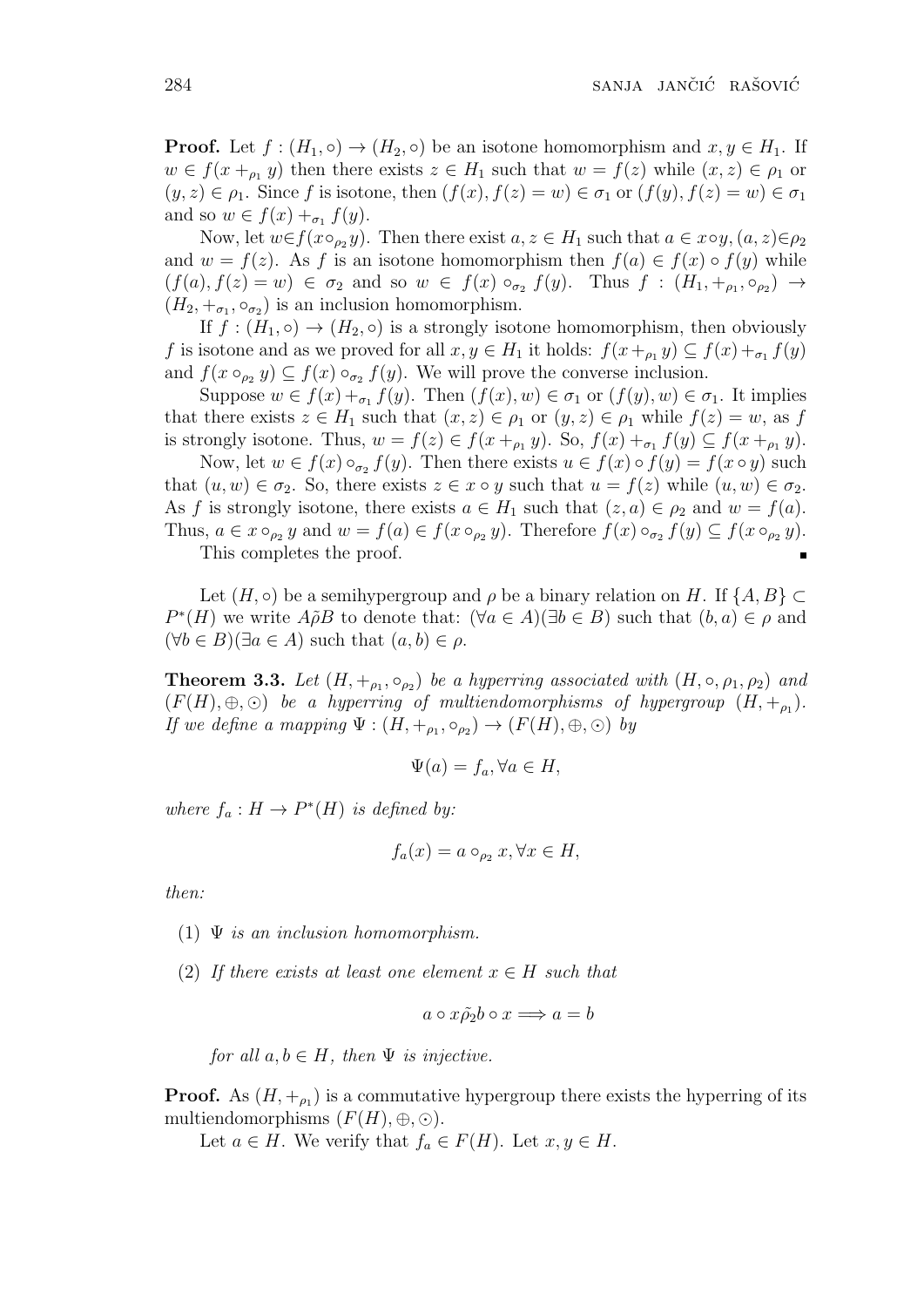**Proof.** Let $f : (H_1, \circ) \to (H_2, \circ)$ be an isotone homomorphism and $x, y \in H_1$. If $w \in f(x +_{\rho_1} y)$ then there exists $z \in H_1$ such that $w = f(z)$ while $(x, z) \in \rho_1$ or $(y, z) \in \rho_1$. Since $f$ is isotone, then $(f(x), f(z) = w) \in \sigma_1$ or $(f(y), f(z) = w) \in \sigma_1$ and so $w \in f(x) +_{\sigma_1} f(y)$.

Now, let $w \in f(x \circ_{\rho_2} y)$. Then there exist $a, z \in H_1$ such that $a \in x \circ y, (a, z) \in \rho_2$ and $w = f(z)$. As $f$ is an isotone homomorphism then $f(a) \in f(x) \circ f(y)$ while $(f(a), f(z) = w) \in \sigma_2$ and so $w \in f(x) \circ_{\sigma_2} f(y)$. Thus $f : (H_1, +_{\rho_1}, \circ_{\rho_2}) \to (H_2, +_{\sigma_1}, \circ_{\sigma_2})$ is an inclusion homomorphism.

If $f : (H_1, \circ) \to (H_2, \circ)$ is a strongly isotone homomorphism, then obviously $f$ is isotone and as we proved for all $x, y \in H_1$ it holds: $f(x +_{\rho_1} y) \subseteq f(x) +_{\sigma_1} f(y)$ and $f(x \circ_{\rho_2} y) \subseteq f(x) \circ_{\sigma_2} f(y)$. We will prove the converse inclusion.

Suppose $w \in f(x) +_{\sigma_1} f(y)$. Then $(f(x), w) \in \sigma_1$ or $(f(y), w) \in \sigma_1$. It implies that there exists $z \in H_1$ such that $(x, z) \in \rho_1$ or $(y, z) \in \rho_1$ while $f(z) = w$, as $f$ is strongly isotone. Thus, $w = f(z) \in f(x +_{\rho_1} y)$. So, $f(x) +_{\sigma_1} f(y) \subseteq f(x +_{\rho_1} y)$.

Now, let $w \in f(x) \circ_{\sigma_2} f(y)$. Then there exists $u \in f(x) \circ f(y) = f(x \circ y)$ such that $(u, w) \in \sigma_2$. So, there exists $z \in x \circ y$ such that $u = f(z)$ while $(u, w) \in \sigma_2$. As $f$ is strongly isotone, there exists $a \in H_1$ such that $(z, a) \in \rho_2$ and $w = f(a)$. Thus, $a \in x \circ_{\rho_2} y$ and $w = f(a) \in f(x \circ_{\rho_2} y)$. Therefore $f(x) \circ_{\sigma_2} f(y) \subseteq f(x \circ_{\rho_2} y)$.

This completes the proof. ∎

Let $(H, \circ)$ be a semihypergroup and $\rho$ be a binary relation on $H$. If $\{A, B\} \subset P^*(H)$ we write $A\tilde{\rho}B$ to denote that: $(\forall a \in A)(\exists b \in B)$ such that $(b, a) \in \rho$ and $(\forall b \in B)(\exists a \in A)$ such that $(a, b) \in \rho$.

**Theorem 3.3.** *Let $(H, +_{\rho_1}, \circ_{\rho_2})$ be a hyperring associated with $(H, \circ, \rho_1, \rho_2)$ and $(F(H), \oplus, \odot)$ be a hyperring of multiendomorphisms of hypergroup $(H, +_{\rho_1})$. If we define a mapping $\Psi : (H, +_{\rho_1}, \circ_{\rho_2}) \to (F(H), \oplus, \odot)$ by*

$$\Psi(a) = f_a, \forall a \in H,$$

*where $f_a : H \to P^*(H)$ is defined by:*

$$f_a(x) = a \circ_{\rho_2} x, \forall x \in H,$$

*then:*

1. *$\Psi$ is an inclusion homomorphism.*
2. *If there exists at least one element $x \in H$ such that*

$$a \circ x \tilde{\rho}_2 b \circ x \Longrightarrow a = b$$

*for all $a, b \in H$, then $\Psi$ is injective.*

**Proof.** As $(H, +_{\rho_1})$ is a commutative hypergroup there exists the hyperring of its multiendomorphisms $(F(H), \oplus, \odot)$.

Let $a \in H$. We verify that $f_a \in F(H)$. Let $x, y \in H$.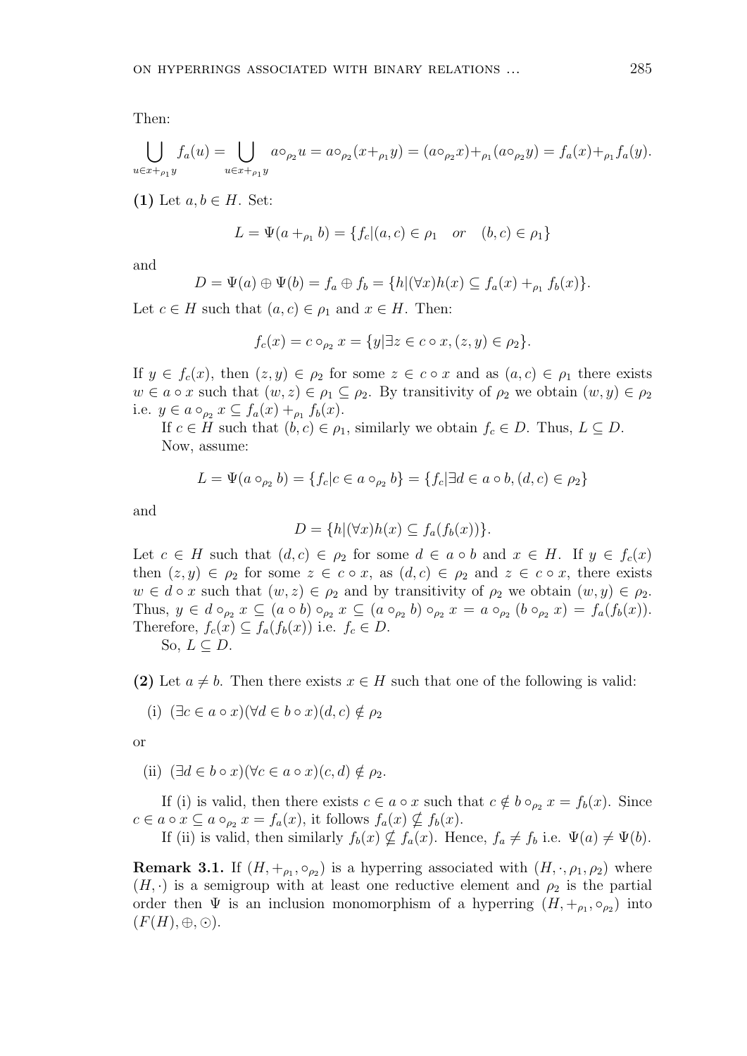Then:

$$\bigcup_{u \in x +_{\rho_1} y} f_a(u) = \bigcup_{u \in x +_{\rho_1} y} a \circ_{\rho_2} u = a \circ_{\rho_2} (x +_{\rho_1} y) = (a \circ_{\rho_2} x) +_{\rho_1} (a \circ_{\rho_2} y) = f_a(x) +_{\rho_1} f_a(y).$$

**(1)** Let $a, b \in H$. Set:

$$L = \Psi(a +_{\rho_1} b) = \{f_c | (a, c) \in \rho_1 \quad or \quad (b, c) \in \rho_1\}$$

and

$$D = \Psi(a) \oplus \Psi(b) = f_a \oplus f_b = \{h | (\forall x) h(x) \subseteq f_a(x) +_{\rho_1} f_b(x)\}.$$

Let $c \in H$ such that $(a, c) \in \rho_1$ and $x \in H$. Then:

$$f_c(x) = c \circ_{\rho_2} x = \{y | \exists z \in c \circ x, (z, y) \in \rho_2\}.$$

If $y \in f_c(x)$, then $(z, y) \in \rho_2$ for some $z \in c \circ x$ and as $(a, c) \in \rho_1$ there exists $w \in a \circ x$ such that $(w, z) \in \rho_1 \subseteq \rho_2$. By transitivity of $\rho_2$ we obtain $(w, y) \in \rho_2$ i.e. $y \in a \circ_{\rho_2} x \subseteq f_a(x) +_{\rho_1} f_b(x)$.

If $c \in H$ such that $(b, c) \in \rho_1$, similarly we obtain $f_c \in D$. Thus, $L \subseteq D$.

Now, assume:

$$L = \Psi(a \circ_{\rho_2} b) = \{f_c | c \in a \circ_{\rho_2} b\} = \{f_c | \exists d \in a \circ b, (d, c) \in \rho_2\}$$

and

$$D = \{h | (\forall x) h(x) \subseteq f_a(f_b(x))\}.$$

Let $c \in H$ such that $(d, c) \in \rho_2$ for some $d \in a \circ b$ and $x \in H$. If $y \in f_c(x)$ then $(z, y) \in \rho_2$ for some $z \in c \circ x$, as $(d, c) \in \rho_2$ and $z \in c \circ x$, there exists $w \in d \circ x$ such that $(w, z) \in \rho_2$ and by transitivity of $\rho_2$ we obtain $(w, y) \in \rho_2$. Thus, $y \in d \circ_{\rho_2} x \subseteq (a \circ b) \circ_{\rho_2} x \subseteq (a \circ_{\rho_2} b) \circ_{\rho_2} x = a \circ_{\rho_2} (b \circ_{\rho_2} x) = f_a(f_b(x))$. Therefore, $f_c(x) \subseteq f_a(f_b(x))$ i.e. $f_c \in D$.

So, $L \subseteq D$.

**(2)** Let $a \neq b$. Then there exists $x \in H$ such that one of the following is valid:

(i) $(\exists c \in a \circ x)(\forall d \in b \circ x)(d, c) \notin \rho_2$

or

(ii) $(\exists d \in b \circ x)(\forall c \in a \circ x)(c, d) \notin \rho_2$.

If (i) is valid, then there exists $c \in a \circ x$ such that $c \notin b \circ_{\rho_2} x = f_b(x)$. Since $c \in a \circ x \subseteq a \circ_{\rho_2} x = f_a(x)$, it follows $f_a(x) \nsubseteq f_b(x)$.

If (ii) is valid, then similarly $f_b(x) \nsubseteq f_a(x)$. Hence, $f_a \neq f_b$ i.e. $\Psi(a) \neq \Psi(b)$.

**Remark 3.1.** If $(H, +_{\rho_1}, \circ_{\rho_2})$ is a hyperring associated with $(H, \cdot, \rho_1, \rho_2)$ where $(H, \cdot)$ is a semigroup with at least one reductive element and $\rho_2$ is the partial order then $\Psi$ is an inclusion monomorphism of a hyperring $(H, +_{\rho_1}, \circ_{\rho_2})$ into $(F(H), \oplus, \odot)$.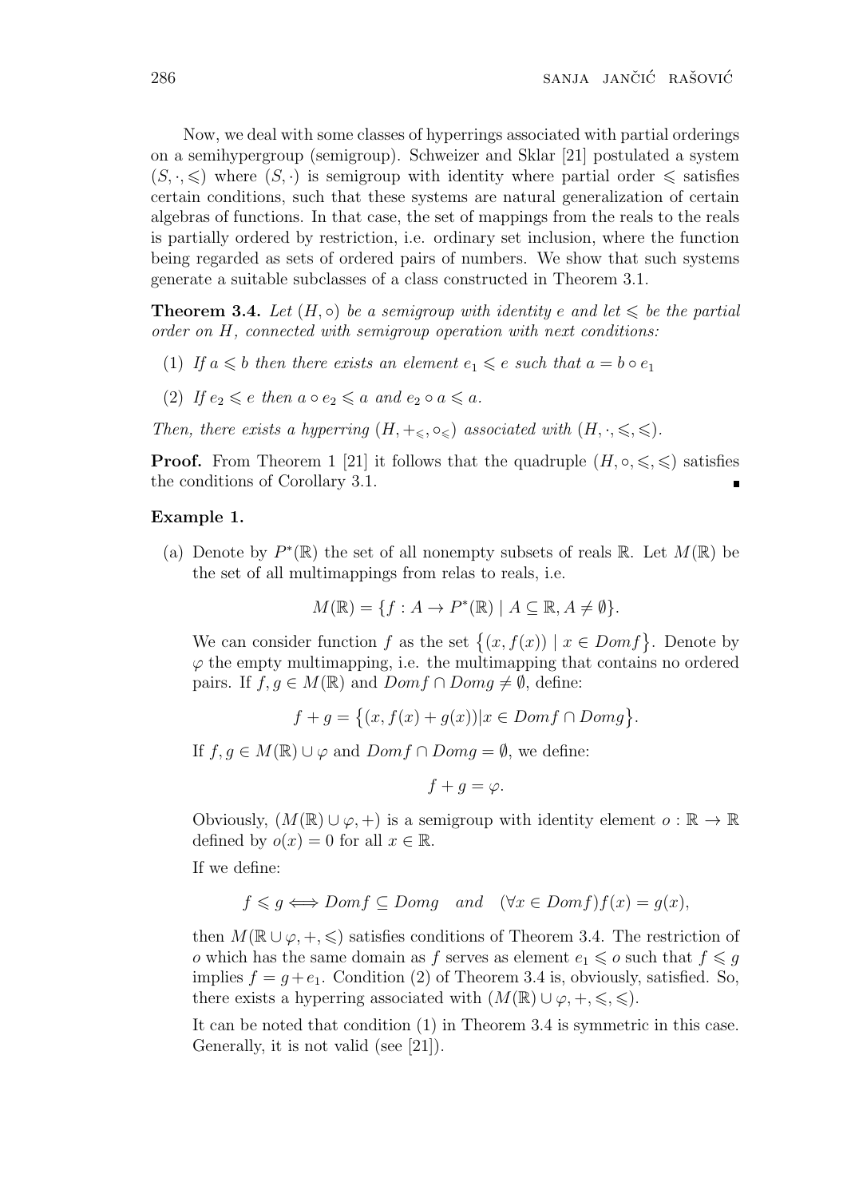Now, we deal with some classes of hyperrings associated with partial orderings on a semihypergroup (semigroup). Schweizer and Sklar [21] postulated a system $(S, \cdot, \leqslant)$ where $(S, \cdot)$ is semigroup with identity where partial order $\leqslant$ satisfies certain conditions, such that these systems are natural generalization of certain algebras of functions. In that case, the set of mappings from the reals to the reals is partially ordered by restriction, i.e. ordinary set inclusion, where the function being regarded as sets of ordered pairs of numbers. We show that such systems generate a suitable subclasses of a class constructed in Theorem 3.1.

**Theorem 3.4.** *Let $(H, \circ)$ be a semigroup with identity $e$ and let $\leqslant$ be the partial order on $H$, connected with semigroup operation with next conditions:*

(1) *If $a \leqslant b$ then there exists an element $e_1 \leqslant e$ such that $a = b \circ e_1$*

(2) *If $e_2 \leqslant e$ then $a \circ e_2 \leqslant a$ and $e_2 \circ a \leqslant a$.*

*Then, there exists a hyperring $(H, +_{\leqslant}, \circ_{\leqslant})$ associated with $(H, \cdot, \leqslant, \leqslant)$.*

**Proof.** From Theorem 1 [21] it follows that the quadruple $(H, \circ, \leqslant, \leqslant)$ satisfies the conditions of Corollary 3.1. ∎

**Example 1.**

(a) Denote by $P^*(\mathbb{R})$ the set of all nonempty subsets of reals $\mathbb{R}$. Let $M(\mathbb{R})$ be the set of all multimappings from relas to reals, i.e.

$$M(\mathbb{R}) = \{f : A \to P^*(\mathbb{R}) \mid A \subseteq \mathbb{R}, A \neq \emptyset\}.$$

We can consider function $f$ as the set $\{(x, f(x)) \mid x \in Domf\}$. Denote by $\varphi$ the empty multimapping, i.e. the multimapping that contains no ordered pairs. If $f, g \in M(\mathbb{R})$ and $Domf \cap Domg \neq \emptyset$, define:

$$f + g = \{(x, f(x) + g(x)) | x \in Domf \cap Domg\}.$$

If $f, g \in M(\mathbb{R}) \cup \varphi$ and $Domf \cap Domg = \emptyset$, we define:

$$f + g = \varphi.$$

Obviously, $(M(\mathbb{R}) \cup \varphi, +)$ is a semigroup with identity element $o : \mathbb{R} \to \mathbb{R}$ defined by $o(x) = 0$ for all $x \in \mathbb{R}$.

If we define:

$$f \leqslant g \Longleftrightarrow Domf \subseteq Domg \quad and \quad (\forall x \in Domf) f(x) = g(x),$$

then $M(\mathbb{R} \cup \varphi, +, \leqslant)$ satisfies conditions of Theorem 3.4. The restriction of $o$ which has the same domain as $f$ serves as element $e_1 \leqslant o$ such that $f \leqslant g$ implies $f = g + e_1$. Condition (2) of Theorem 3.4 is, obviously, satisfied. So, there exists a hyperring associated with $(M(\mathbb{R}) \cup \varphi, +, \leqslant, \leqslant)$.

It can be noted that condition (1) in Theorem 3.4 is symmetric in this case. Generally, it is not valid (see [21]).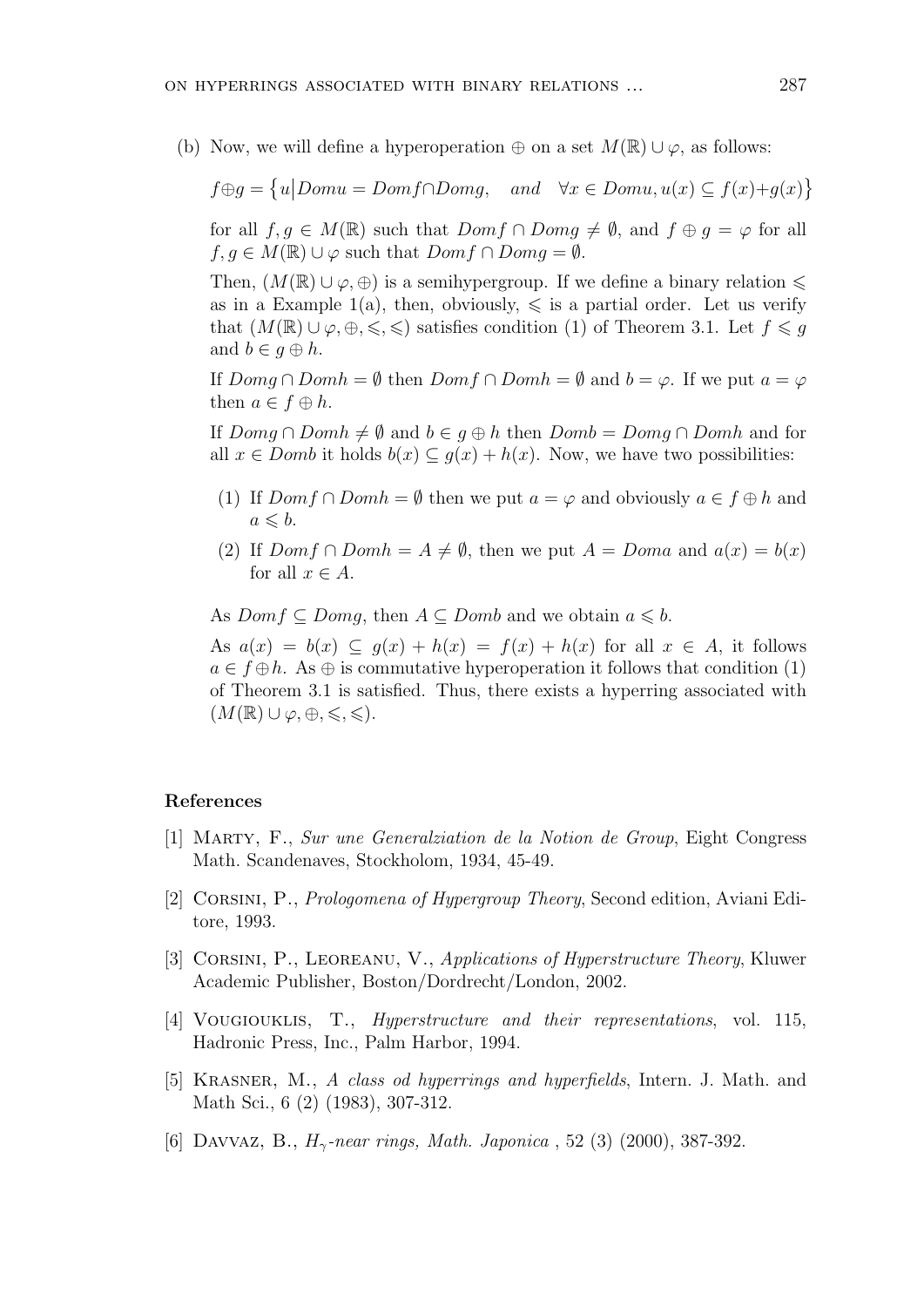(b) Now, we will define a hyperoperation $\oplus$ on a set $M(\mathbb{R}) \cup \varphi$, as follows:

$$f \oplus g = \{u | Dom u = Dom f \cap Dom g, \quad and \quad \forall x \in Dom u, u(x) \subseteq f(x) + g(x)\}$$

for all $f, g \in M(\mathbb{R})$ such that $Dom f \cap Dom g \neq \emptyset$, and $f \oplus g = \varphi$ for all $f, g \in M(\mathbb{R}) \cup \varphi$ such that $Dom f \cap Dom g = \emptyset$.

Then, $(M(\mathbb{R}) \cup \varphi, \oplus)$ is a semihypergroup. If we define a binary relation $\leqslant$ as in a Example 1(a), then, obviously, $\leqslant$ is a partial order. Let us verify that $(M(\mathbb{R}) \cup \varphi, \oplus, \leqslant, \leqslant)$ satisfies condition (1) of Theorem 3.1. Let $f \leqslant g$ and $b \in g \oplus h$.

If $Dom g \cap Dom h = \emptyset$ then $Dom f \cap Dom h = \emptyset$ and $b = \varphi$. If we put $a = \varphi$ then $a \in f \oplus h$.

If $Dom g \cap Dom h \neq \emptyset$ and $b \in g \oplus h$ then $Dom b = Dom g \cap Dom h$ and for all $x \in Dom b$ it holds $b(x) \subseteq g(x) + h(x)$. Now, we have two possibilities:

(1) If $Dom f \cap Dom h = \emptyset$ then we put $a = \varphi$ and obviously $a \in f \oplus h$ and $a \leqslant b$.

(2) If $Dom f \cap Dom h = A \neq \emptyset$, then we put $A = Dom a$ and $a(x) = b(x)$ for all $x \in A$.

As $Dom f \subseteq Dom g$, then $A \subseteq Dom b$ and we obtain $a \leqslant b$.

As $a(x) = b(x) \subseteq g(x) + h(x) = f(x) + h(x)$ for all $x \in A$, it follows $a \in f \oplus h$. As $\oplus$ is commutative hyperoperation it follows that condition (1) of Theorem 3.1 is satisfied. Thus, there exists a hyperring associated with $(M(\mathbb{R}) \cup \varphi, \oplus, \leqslant, \leqslant)$.

## References

[1] Marty, F., *Sur une Generalziation de la Notion de Group*, Eight Congress Math. Scandenaves, Stockholom, 1934, 45-49.

[2] Corsini, P., *Prologomena of Hypergroup Theory*, Second edition, Aviani Editore, 1993.

[3] Corsini, P., Leoreanu, V., *Applications of Hyperstructure Theory*, Kluwer Academic Publisher, Boston/Dordrecht/London, 2002.

[4] Vougiouklis, T., *Hyperstructure and their representations*, vol. 115, Hadronic Press, Inc., Palm Harbor, 1994.

[5] Krasner, M., *A class od hyperrings and hyperfields*, Intern. J. Math. and Math Sci., 6 (2) (1983), 307-312.

[6] Davvaz, B., *$H_\gamma$-near rings, Math. Japonica* , 52 (3) (2000), 387-392.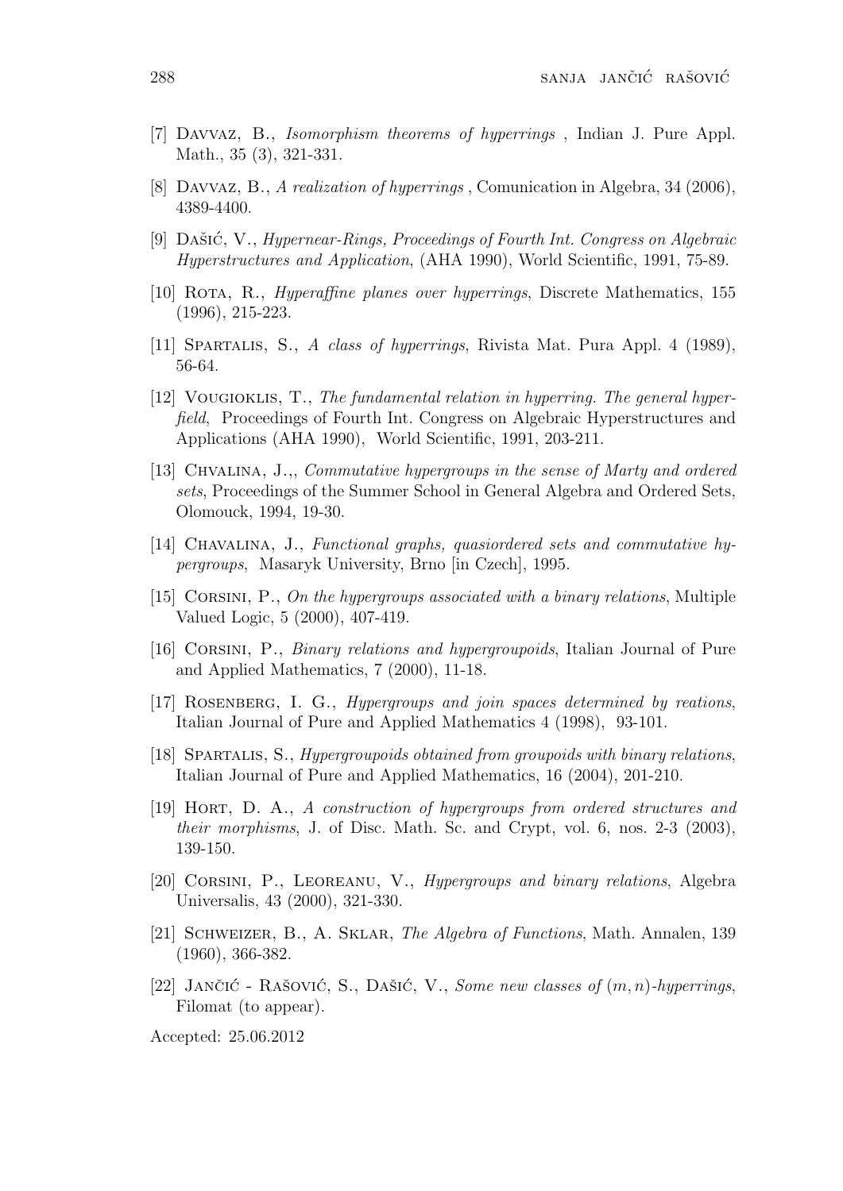[7] Davvaz, B., *Isomorphism theorems of hyperrings* , Indian J. Pure Appl. Math., 35 (3), 321-331.

[8] Davvaz, B., *A realization of hyperrings* , Comunication in Algebra, 34 (2006), 4389-4400.

[9] Dašić, V., *Hypernear-Rings, Proceedings of Fourth Int. Congress on Algebraic Hyperstructures and Application*, (AHA 1990), World Scientific, 1991, 75-89.

[10] Rota, R., *Hyperaffine planes over hyperrings*, Discrete Mathematics, 155 (1996), 215-223.

[11] Spartalis, S., *A class of hyperrings*, Rivista Mat. Pura Appl. 4 (1989), 56-64.

[12] Vougioklis, T., *The fundamental relation in hyperring. The general hyperfield*, Proceedings of Fourth Int. Congress on Algebraic Hyperstructures and Applications (AHA 1990), World Scientific, 1991, 203-211.

[13] Chvalina, J.,, *Commutative hypergroups in the sense of Marty and ordered sets*, Proceedings of the Summer School in General Algebra and Ordered Sets, Olomouck, 1994, 19-30.

[14] Chavalina, J., *Functional graphs, quasiordered sets and commutative hypergroups*, Masaryk University, Brno [in Czech], 1995.

[15] Corsini, P., *On the hypergroups associated with a binary relations*, Multiple Valued Logic, 5 (2000), 407-419.

[16] Corsini, P., *Binary relations and hypergroupoids*, Italian Journal of Pure and Applied Mathematics, 7 (2000), 11-18.

[17] Rosenberg, I. G., *Hypergroups and join spaces determined by reations*, Italian Journal of Pure and Applied Mathematics 4 (1998), 93-101.

[18] Spartalis, S., *Hypergroupoids obtained from groupoids with binary relations*, Italian Journal of Pure and Applied Mathematics, 16 (2004), 201-210.

[19] Hort, D. A., *A construction of hypergroups from ordered structures and their morphisms*, J. of Disc. Math. Sc. and Crypt, vol. 6, nos. 2-3 (2003), 139-150.

[20] Corsini, P., Leoreanu, V., *Hypergroups and binary relations*, Algebra Universalis, 43 (2000), 321-330.

[21] Schweizer, B., A. Sklar, *The Algebra of Functions*, Math. Annalen, 139 (1960), 366-382.

[22] Jančić - Rašović, S., Dašić, V., *Some new classes of $(m,n)$-hyperrings*, Filomat (to appear).

Accepted: 25.06.2012